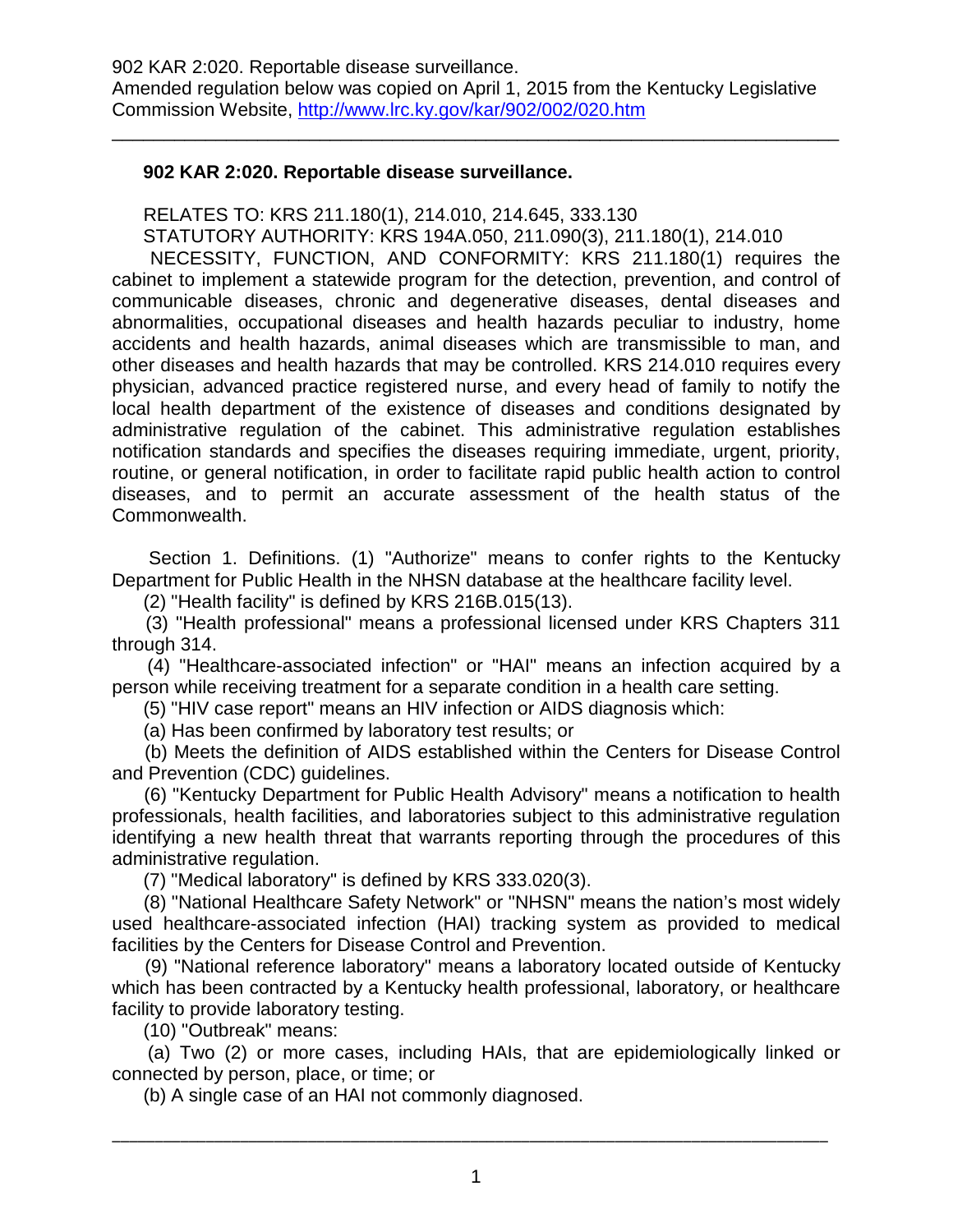902 KAR 2:020. Reportable disease surveillance.
Amended regulation below was copied on April 1, 2015 from the Kentucky Legislative Commission Website, http://www.lrc.ky.gov/kar/902/002/020.htm

---

**902 KAR 2:020. Reportable disease surveillance.**

RELATES TO: KRS 211.180(1), 214.010, 214.645, 333.130

STATUTORY AUTHORITY: KRS 194A.050, 211.090(3), 211.180(1), 214.010

NECESSITY, FUNCTION, AND CONFORMITY: KRS 211.180(1) requires the cabinet to implement a statewide program for the detection, prevention, and control of communicable diseases, chronic and degenerative diseases, dental diseases and abnormalities, occupational diseases and health hazards peculiar to industry, home accidents and health hazards, animal diseases which are transmissible to man, and other diseases and health hazards that may be controlled. KRS 214.010 requires every physician, advanced practice registered nurse, and every head of family to notify the local health department of the existence of diseases and conditions designated by administrative regulation of the cabinet. This administrative regulation establishes notification standards and specifies the diseases requiring immediate, urgent, priority, routine, or general notification, in order to facilitate rapid public health action to control diseases, and to permit an accurate assessment of the health status of the Commonwealth.

Section 1. Definitions. (1) "Authorize" means to confer rights to the Kentucky Department for Public Health in the NHSN database at the healthcare facility level.

(2) "Health facility" is defined by KRS 216B.015(13).

(3) "Health professional" means a professional licensed under KRS Chapters 311 through 314.

(4) "Healthcare-associated infection" or "HAI" means an infection acquired by a person while receiving treatment for a separate condition in a health care setting.

(5) "HIV case report" means an HIV infection or AIDS diagnosis which:

(a) Has been confirmed by laboratory test results; or

(b) Meets the definition of AIDS established within the Centers for Disease Control and Prevention (CDC) guidelines.

(6) "Kentucky Department for Public Health Advisory" means a notification to health professionals, health facilities, and laboratories subject to this administrative regulation identifying a new health threat that warrants reporting through the procedures of this administrative regulation.

(7) "Medical laboratory" is defined by KRS 333.020(3).

(8) "National Healthcare Safety Network" or "NHSN" means the nation's most widely used healthcare-associated infection (HAI) tracking system as provided to medical facilities by the Centers for Disease Control and Prevention.

(9) "National reference laboratory" means a laboratory located outside of Kentucky which has been contracted by a Kentucky health professional, laboratory, or healthcare facility to provide laboratory testing.

(10) "Outbreak" means:

(a) Two (2) or more cases, including HAIs, that are epidemiologically linked or connected by person, place, or time; or

(b) A single case of an HAI not commonly diagnosed.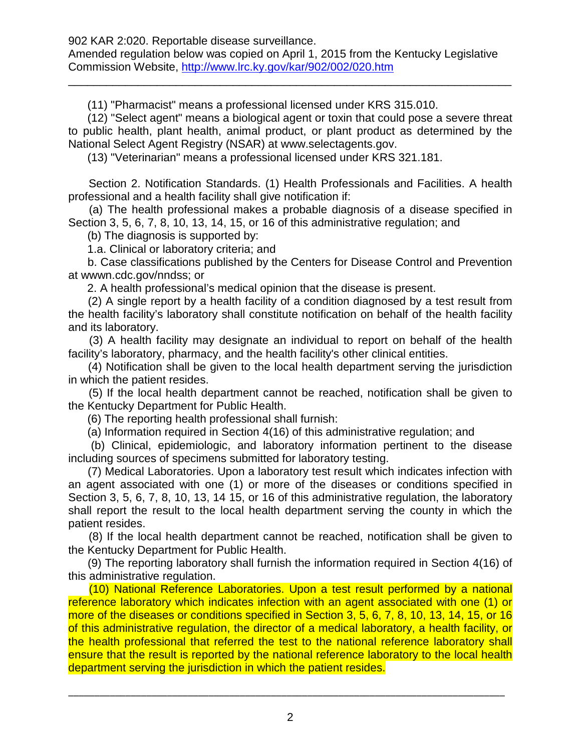(11) "Pharmacist" means a professional licensed under KRS 315.010.

(12) "Select agent" means a biological agent or toxin that could pose a severe threat to public health, plant health, animal product, or plant product as determined by the National Select Agent Registry (NSAR) at www.selectagents.gov.

(13) "Veterinarian" means a professional licensed under KRS 321.181.

Section 2. Notification Standards. (1) Health Professionals and Facilities. A health professional and a health facility shall give notification if:

(a) The health professional makes a probable diagnosis of a disease specified in Section 3, 5, 6, 7, 8, 10, 13, 14, 15, or 16 of this administrative regulation; and

(b) The diagnosis is supported by:

1.a. Clinical or laboratory criteria; and

b. Case classifications published by the Centers for Disease Control and Prevention at wwwn.cdc.gov/nndss; or

2. A health professional's medical opinion that the disease is present.

(2) A single report by a health facility of a condition diagnosed by a test result from the health facility's laboratory shall constitute notification on behalf of the health facility and its laboratory.

(3) A health facility may designate an individual to report on behalf of the health facility's laboratory, pharmacy, and the health facility's other clinical entities.

(4) Notification shall be given to the local health department serving the jurisdiction in which the patient resides.

(5) If the local health department cannot be reached, notification shall be given to the Kentucky Department for Public Health.

(6) The reporting health professional shall furnish:

(a) Information required in Section 4(16) of this administrative regulation; and

(b) Clinical, epidemiologic, and laboratory information pertinent to the disease including sources of specimens submitted for laboratory testing.

(7) Medical Laboratories. Upon a laboratory test result which indicates infection with an agent associated with one (1) or more of the diseases or conditions specified in Section 3, 5, 6, 7, 8, 10, 13, 14 15, or 16 of this administrative regulation, the laboratory shall report the result to the local health department serving the county in which the patient resides.

(8) If the local health department cannot be reached, notification shall be given to the Kentucky Department for Public Health.

(9) The reporting laboratory shall furnish the information required in Section 4(16) of this administrative regulation.

(10) National Reference Laboratories. Upon a test result performed by a national reference laboratory which indicates infection with an agent associated with one (1) or more of the diseases or conditions specified in Section 3, 5, 6, 7, 8, 10, 13, 14, 15, or 16 of this administrative regulation, the director of a medical laboratory, a health facility, or the health professional that referred the test to the national reference laboratory shall ensure that the result is reported by the national reference laboratory to the local health department serving the jurisdiction in which the patient resides.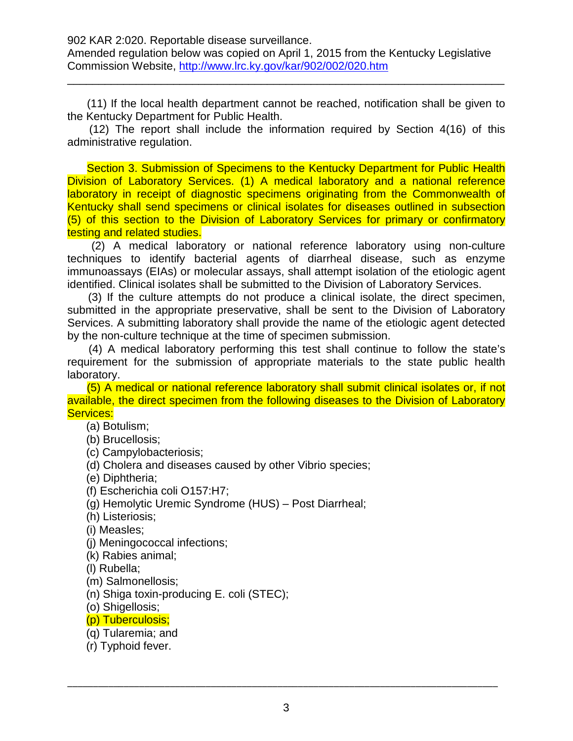(11) If the local health department cannot be reached, notification shall be given to the Kentucky Department for Public Health.

(12) The report shall include the information required by Section 4(16) of this administrative regulation.

Section 3. Submission of Specimens to the Kentucky Department for Public Health Division of Laboratory Services. (1) A medical laboratory and a national reference laboratory in receipt of diagnostic specimens originating from the Commonwealth of Kentucky shall send specimens or clinical isolates for diseases outlined in subsection (5) of this section to the Division of Laboratory Services for primary or confirmatory testing and related studies.

(2) A medical laboratory or national reference laboratory using non-culture techniques to identify bacterial agents of diarrheal disease, such as enzyme immunoassays (EIAs) or molecular assays, shall attempt isolation of the etiologic agent identified. Clinical isolates shall be submitted to the Division of Laboratory Services.

(3) If the culture attempts do not produce a clinical isolate, the direct specimen, submitted in the appropriate preservative, shall be sent to the Division of Laboratory Services. A submitting laboratory shall provide the name of the etiologic agent detected by the non-culture technique at the time of specimen submission.

(4) A medical laboratory performing this test shall continue to follow the state's requirement for the submission of appropriate materials to the state public health laboratory.

(5) A medical or national reference laboratory shall submit clinical isolates or, if not available, the direct specimen from the following diseases to the Division of Laboratory Services:

(a) Botulism;
(b) Brucellosis;
(c) Campylobacteriosis;
(d) Cholera and diseases caused by other Vibrio species;
(e) Diphtheria;
(f) Escherichia coli O157:H7;
(g) Hemolytic Uremic Syndrome (HUS) – Post Diarrheal;
(h) Listeriosis;
(i) Measles;
(j) Meningococcal infections;
(k) Rabies animal;
(l) Rubella;
(m) Salmonellosis;
(n) Shiga toxin-producing E. coli (STEC);
(o) Shigellosis;
(p) Tuberculosis;
(q) Tularemia; and
(r) Typhoid fever.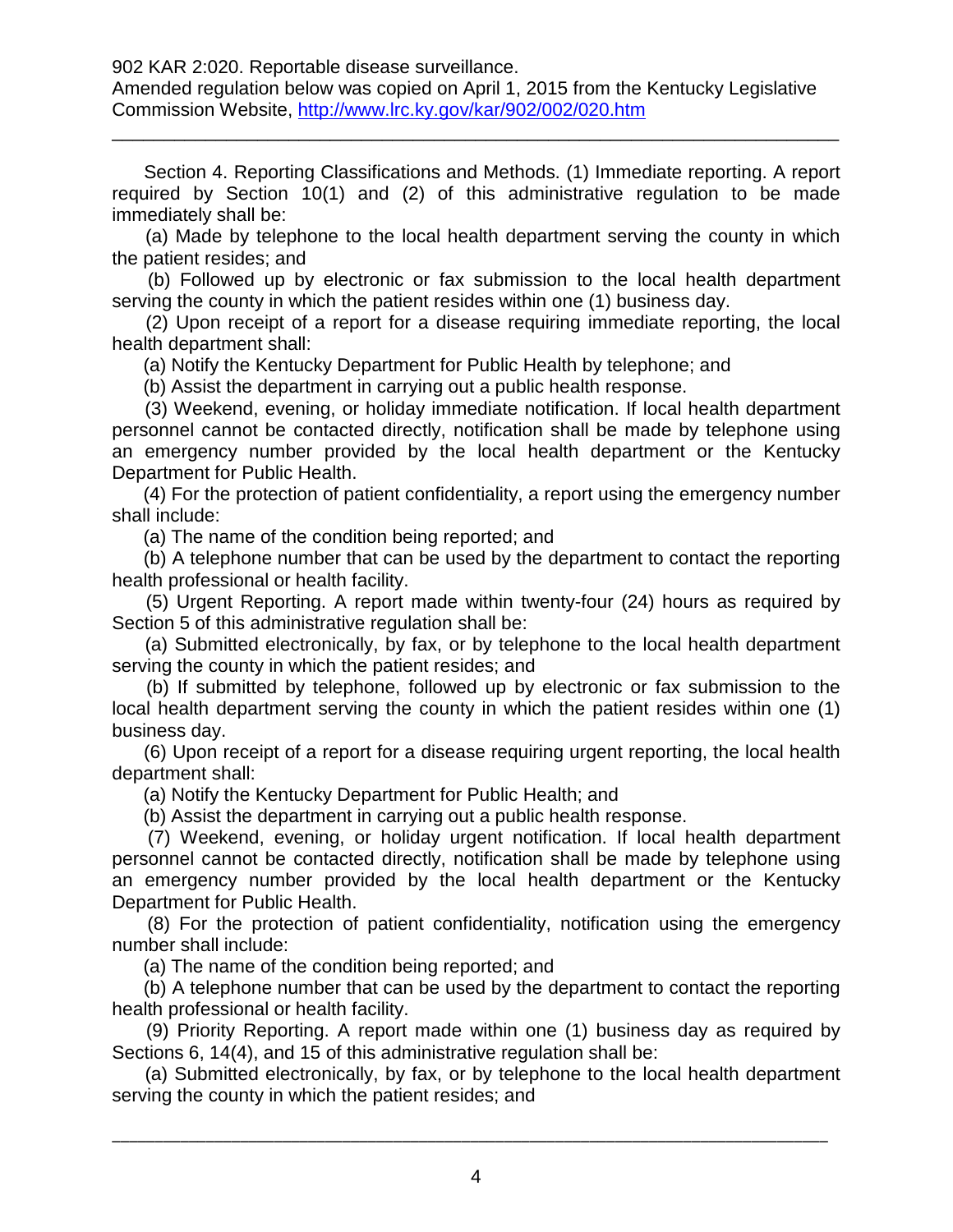902 KAR 2:020. Reportable disease surveillance.
Amended regulation below was copied on April 1, 2015 from the Kentucky Legislative Commission Website, http://www.lrc.ky.gov/kar/902/002/020.htm

---

Section 4. Reporting Classifications and Methods. (1) Immediate reporting. A report required by Section 10(1) and (2) of this administrative regulation to be made immediately shall be:

(a) Made by telephone to the local health department serving the county in which the patient resides; and

(b) Followed up by electronic or fax submission to the local health department serving the county in which the patient resides within one (1) business day.

(2) Upon receipt of a report for a disease requiring immediate reporting, the local health department shall:

(a) Notify the Kentucky Department for Public Health by telephone; and

(b) Assist the department in carrying out a public health response.

(3) Weekend, evening, or holiday immediate notification. If local health department personnel cannot be contacted directly, notification shall be made by telephone using an emergency number provided by the local health department or the Kentucky Department for Public Health.

(4) For the protection of patient confidentiality, a report using the emergency number shall include:

(a) The name of the condition being reported; and

(b) A telephone number that can be used by the department to contact the reporting health professional or health facility.

(5) Urgent Reporting. A report made within twenty-four (24) hours as required by Section 5 of this administrative regulation shall be:

(a) Submitted electronically, by fax, or by telephone to the local health department serving the county in which the patient resides; and

(b) If submitted by telephone, followed up by electronic or fax submission to the local health department serving the county in which the patient resides within one (1) business day.

(6) Upon receipt of a report for a disease requiring urgent reporting, the local health department shall:

(a) Notify the Kentucky Department for Public Health; and

(b) Assist the department in carrying out a public health response.

(7) Weekend, evening, or holiday urgent notification. If local health department personnel cannot be contacted directly, notification shall be made by telephone using an emergency number provided by the local health department or the Kentucky Department for Public Health.

(8) For the protection of patient confidentiality, notification using the emergency number shall include:

(a) The name of the condition being reported; and

(b) A telephone number that can be used by the department to contact the reporting health professional or health facility.

(9) Priority Reporting. A report made within one (1) business day as required by Sections 6, 14(4), and 15 of this administrative regulation shall be:

(a) Submitted electronically, by fax, or by telephone to the local health department serving the county in which the patient resides; and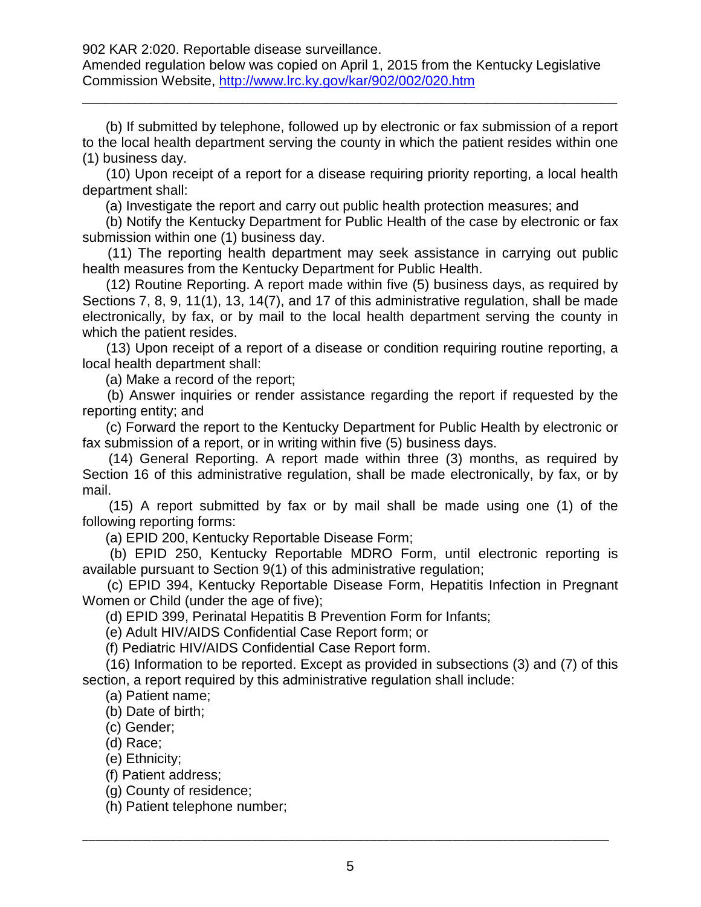(b) If submitted by telephone, followed up by electronic or fax submission of a report to the local health department serving the county in which the patient resides within one (1) business day.

(10) Upon receipt of a report for a disease requiring priority reporting, a local health department shall:

(a) Investigate the report and carry out public health protection measures; and

(b) Notify the Kentucky Department for Public Health of the case by electronic or fax submission within one (1) business day.

(11) The reporting health department may seek assistance in carrying out public health measures from the Kentucky Department for Public Health.

(12) Routine Reporting. A report made within five (5) business days, as required by Sections 7, 8, 9, 11(1), 13, 14(7), and 17 of this administrative regulation, shall be made electronically, by fax, or by mail to the local health department serving the county in which the patient resides.

(13) Upon receipt of a report of a disease or condition requiring routine reporting, a local health department shall:

(a) Make a record of the report;

(b) Answer inquiries or render assistance regarding the report if requested by the reporting entity; and

(c) Forward the report to the Kentucky Department for Public Health by electronic or fax submission of a report, or in writing within five (5) business days.

(14) General Reporting. A report made within three (3) months, as required by Section 16 of this administrative regulation, shall be made electronically, by fax, or by mail.

(15) A report submitted by fax or by mail shall be made using one (1) of the following reporting forms:

(a) EPID 200, Kentucky Reportable Disease Form;

(b) EPID 250, Kentucky Reportable MDRO Form, until electronic reporting is available pursuant to Section 9(1) of this administrative regulation;

(c) EPID 394, Kentucky Reportable Disease Form, Hepatitis Infection in Pregnant Women or Child (under the age of five);

(d) EPID 399, Perinatal Hepatitis B Prevention Form for Infants;

(e) Adult HIV/AIDS Confidential Case Report form; or

(f) Pediatric HIV/AIDS Confidential Case Report form.

(16) Information to be reported. Except as provided in subsections (3) and (7) of this section, a report required by this administrative regulation shall include:

(a) Patient name;

(b) Date of birth;

(c) Gender;

(d) Race;

(e) Ethnicity;

(f) Patient address;

(g) County of residence;

(h) Patient telephone number;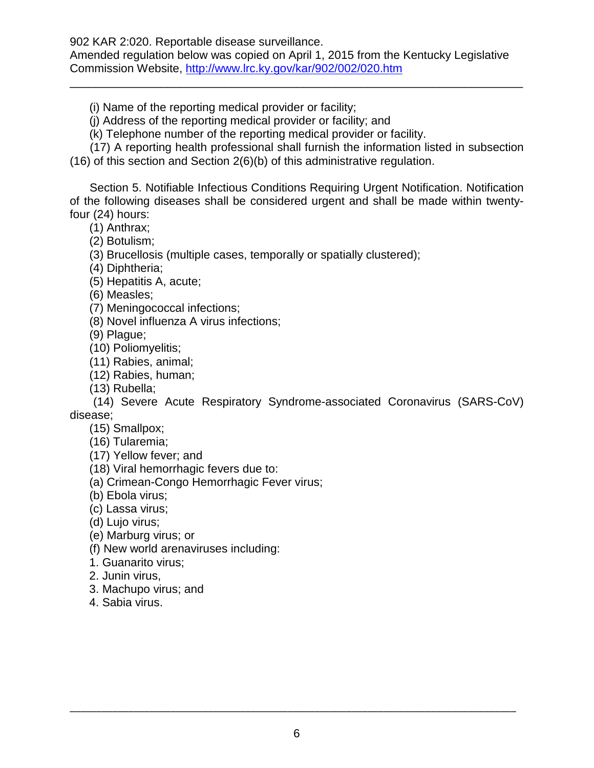(i) Name of the reporting medical provider or facility;

(j) Address of the reporting medical provider or facility; and

(k) Telephone number of the reporting medical provider or facility.

(17) A reporting health professional shall furnish the information listed in subsection (16) of this section and Section 2(6)(b) of this administrative regulation.

Section 5. Notifiable Infectious Conditions Requiring Urgent Notification. Notification of the following diseases shall be considered urgent and shall be made within twenty-four (24) hours:

(1) Anthrax;

(2) Botulism;

(3) Brucellosis (multiple cases, temporally or spatially clustered);

(4) Diphtheria;

(5) Hepatitis A, acute;

(6) Measles;

(7) Meningococcal infections;

(8) Novel influenza A virus infections;

(9) Plague;

(10) Poliomyelitis;

(11) Rabies, animal;

(12) Rabies, human;

(13) Rubella;

(14) Severe Acute Respiratory Syndrome-associated Coronavirus (SARS-CoV) disease;

(15) Smallpox;

(16) Tularemia;

(17) Yellow fever; and

(18) Viral hemorrhagic fevers due to:

(a) Crimean-Congo Hemorrhagic Fever virus;

(b) Ebola virus;

(c) Lassa virus;

(d) Lujo virus;

(e) Marburg virus; or

(f) New world arenaviruses including:

1. Guanarito virus;

2. Junin virus,

3. Machupo virus; and

4. Sabia virus.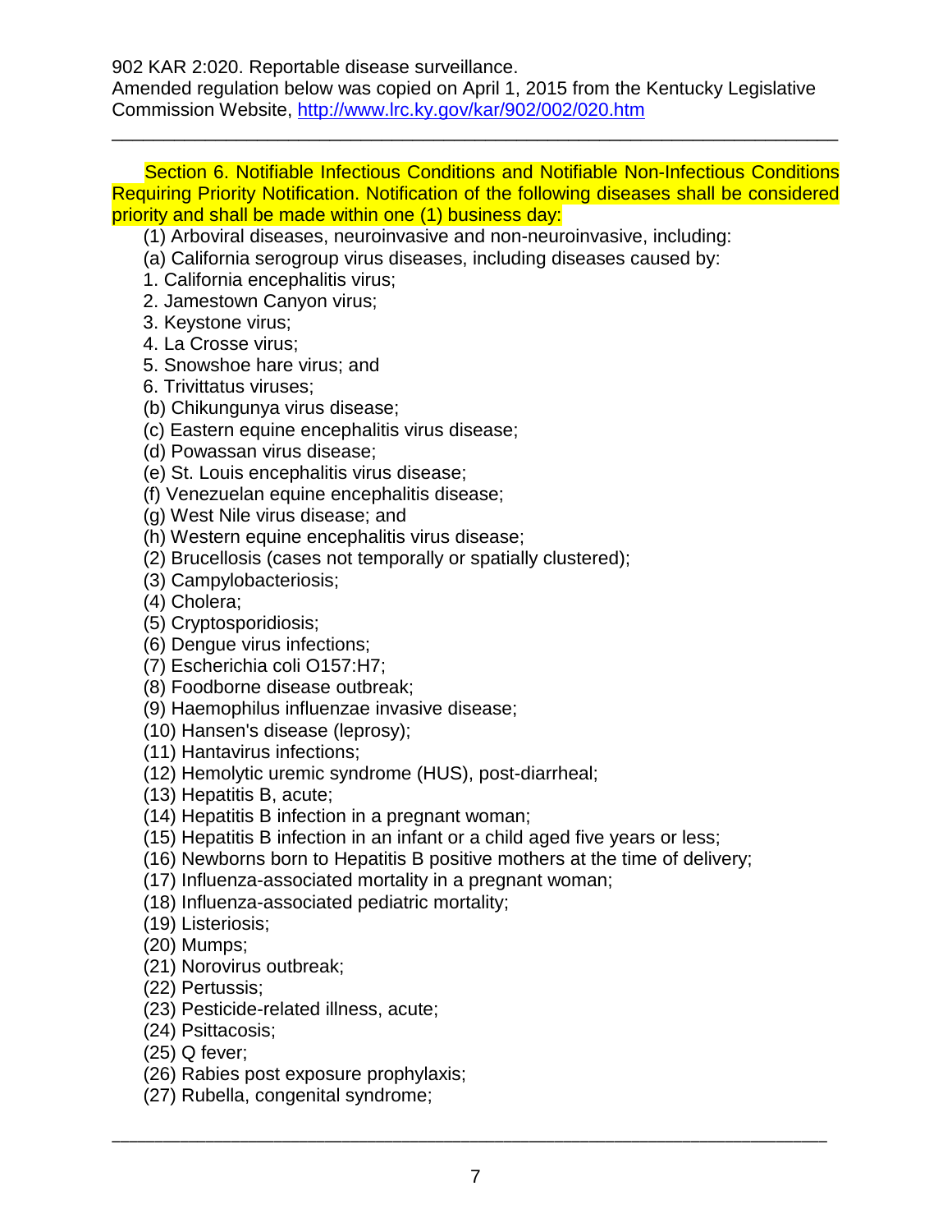902 KAR 2:020. Reportable disease surveillance.
Amended regulation below was copied on April 1, 2015 from the Kentucky Legislative Commission Website, http://www.lrc.ky.gov/kar/902/002/020.htm

---

Section 6. Notifiable Infectious Conditions and Notifiable Non-Infectious Conditions Requiring Priority Notification. Notification of the following diseases shall be considered priority and shall be made within one (1) business day:

(1) Arboviral diseases, neuroinvasive and non-neuroinvasive, including:

(a) California serogroup virus diseases, including diseases caused by:

1. California encephalitis virus;
2. Jamestown Canyon virus;
3. Keystone virus;
4. La Crosse virus;
5. Snowshoe hare virus; and
6. Trivittatus viruses;

(b) Chikungunya virus disease;

(c) Eastern equine encephalitis virus disease;

(d) Powassan virus disease;

(e) St. Louis encephalitis virus disease;

(f) Venezuelan equine encephalitis disease;

(g) West Nile virus disease; and

(h) Western equine encephalitis virus disease;

(2) Brucellosis (cases not temporally or spatially clustered);

(3) Campylobacteriosis;

(4) Cholera;

(5) Cryptosporidiosis;

(6) Dengue virus infections;

(7) Escherichia coli O157:H7;

(8) Foodborne disease outbreak;

(9) Haemophilus influenzae invasive disease;

(10) Hansen's disease (leprosy);

(11) Hantavirus infections;

(12) Hemolytic uremic syndrome (HUS), post-diarrheal;

(13) Hepatitis B, acute;

(14) Hepatitis B infection in a pregnant woman;

(15) Hepatitis B infection in an infant or a child aged five years or less;

(16) Newborns born to Hepatitis B positive mothers at the time of delivery;

(17) Influenza-associated mortality in a pregnant woman;

(18) Influenza-associated pediatric mortality;

(19) Listeriosis;

(20) Mumps;

(21) Norovirus outbreak;

(22) Pertussis;

(23) Pesticide-related illness, acute;

(24) Psittacosis;

(25) Q fever;

(26) Rabies post exposure prophylaxis;

(27) Rubella, congenital syndrome;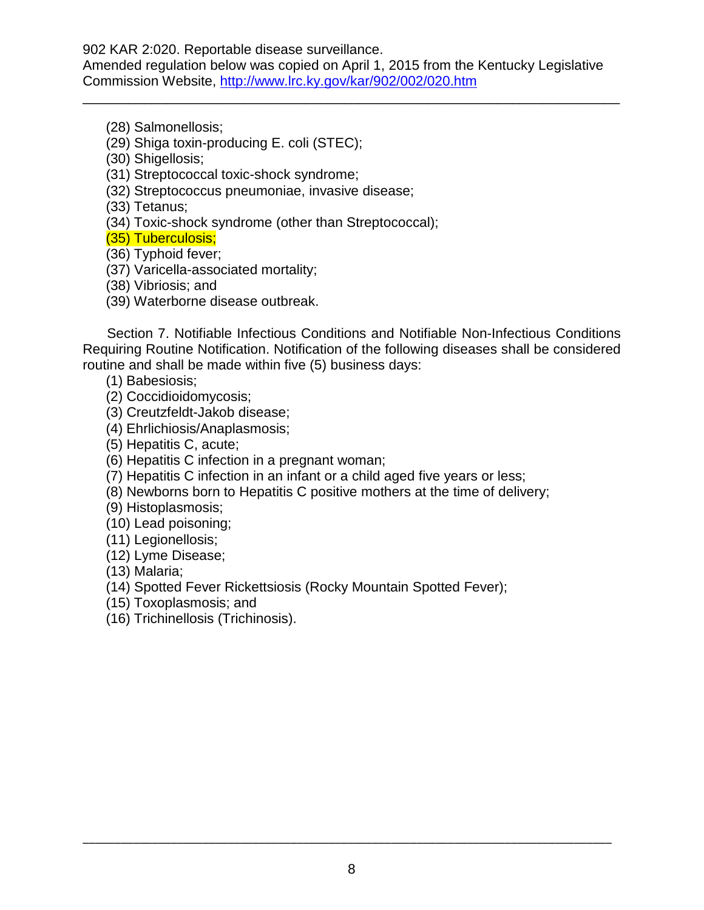(28) Salmonellosis;
(29) Shiga toxin-producing E. coli (STEC);
(30) Shigellosis;
(31) Streptococcal toxic-shock syndrome;
(32) Streptococcus pneumoniae, invasive disease;
(33) Tetanus;
(34) Toxic-shock syndrome (other than Streptococcal);
(35) Tuberculosis;
(36) Typhoid fever;
(37) Varicella-associated mortality;
(38) Vibriosis; and
(39) Waterborne disease outbreak.

Section 7. Notifiable Infectious Conditions and Notifiable Non-Infectious Conditions Requiring Routine Notification. Notification of the following diseases shall be considered routine and shall be made within five (5) business days:

(1) Babesiosis;
(2) Coccidioidomycosis;
(3) Creutzfeldt-Jakob disease;
(4) Ehrlichiosis/Anaplasmosis;
(5) Hepatitis C, acute;
(6) Hepatitis C infection in a pregnant woman;
(7) Hepatitis C infection in an infant or a child aged five years or less;
(8) Newborns born to Hepatitis C positive mothers at the time of delivery;
(9) Histoplasmosis;
(10) Lead poisoning;
(11) Legionellosis;
(12) Lyme Disease;
(13) Malaria;
(14) Spotted Fever Rickettsiosis (Rocky Mountain Spotted Fever);
(15) Toxoplasmosis; and
(16) Trichinellosis (Trichinosis).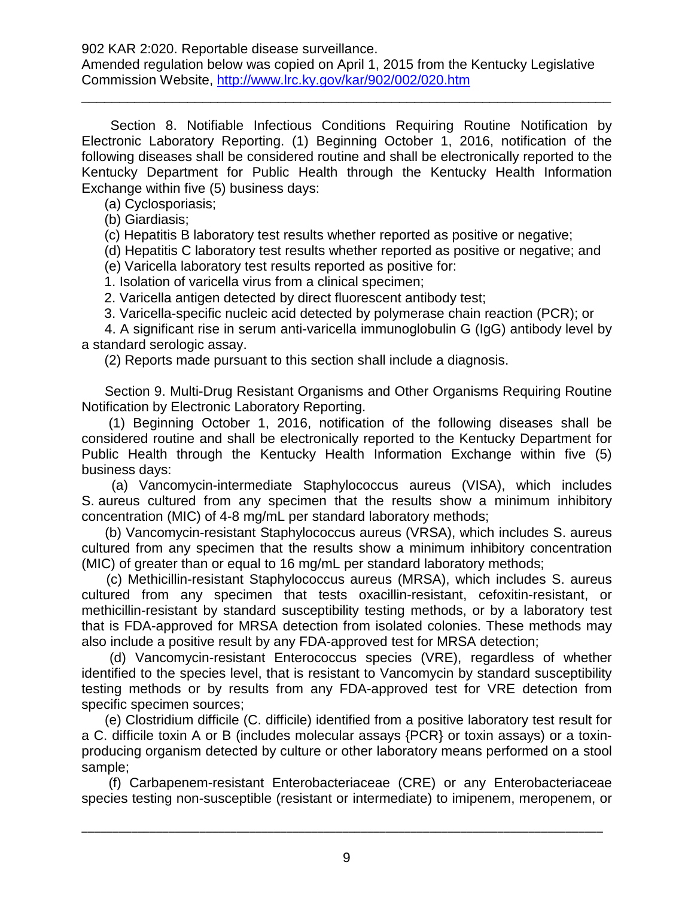Section 8. Notifiable Infectious Conditions Requiring Routine Notification by Electronic Laboratory Reporting. (1) Beginning October 1, 2016, notification of the following diseases shall be considered routine and shall be electronically reported to the Kentucky Department for Public Health through the Kentucky Health Information Exchange within five (5) business days:

(a) Cyclosporiasis;

(b) Giardiasis;

(c) Hepatitis B laboratory test results whether reported as positive or negative;

(d) Hepatitis C laboratory test results whether reported as positive or negative; and

(e) Varicella laboratory test results reported as positive for:

1. Isolation of varicella virus from a clinical specimen;

2. Varicella antigen detected by direct fluorescent antibody test;

3. Varicella-specific nucleic acid detected by polymerase chain reaction (PCR); or

4. A significant rise in serum anti-varicella immunoglobulin G (IgG) antibody level by a standard serologic assay.

(2) Reports made pursuant to this section shall include a diagnosis.

Section 9. Multi-Drug Resistant Organisms and Other Organisms Requiring Routine Notification by Electronic Laboratory Reporting.

(1) Beginning October 1, 2016, notification of the following diseases shall be considered routine and shall be electronically reported to the Kentucky Department for Public Health through the Kentucky Health Information Exchange within five (5) business days:

(a) Vancomycin-intermediate Staphylococcus aureus (VISA), which includes S. aureus cultured from any specimen that the results show a minimum inhibitory concentration (MIC) of 4-8 mg/mL per standard laboratory methods;

(b) Vancomycin-resistant Staphylococcus aureus (VRSA), which includes S. aureus cultured from any specimen that the results show a minimum inhibitory concentration (MIC) of greater than or equal to 16 mg/mL per standard laboratory methods;

(c) Methicillin-resistant Staphylococcus aureus (MRSA), which includes S. aureus cultured from any specimen that tests oxacillin-resistant, cefoxitin-resistant, or methicillin-resistant by standard susceptibility testing methods, or by a laboratory test that is FDA-approved for MRSA detection from isolated colonies. These methods may also include a positive result by any FDA-approved test for MRSA detection;

(d) Vancomycin-resistant Enterococcus species (VRE), regardless of whether identified to the species level, that is resistant to Vancomycin by standard susceptibility testing methods or by results from any FDA-approved test for VRE detection from specific specimen sources;

(e) Clostridium difficile (C. difficile) identified from a positive laboratory test result for a C. difficile toxin A or B (includes molecular assays {PCR} or toxin assays) or a toxin-producing organism detected by culture or other laboratory means performed on a stool sample;

(f) Carbapenem-resistant Enterobacteriaceae (CRE) or any Enterobacteriaceae species testing non-susceptible (resistant or intermediate) to imipenem, meropenem, or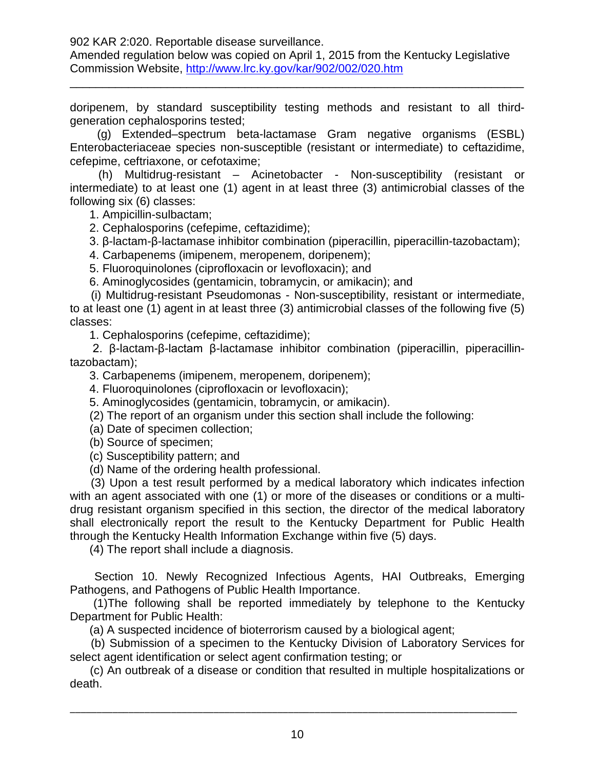doripenem, by standard susceptibility testing methods and resistant to all third-generation cephalosporins tested;

(g) Extended–spectrum beta-lactamase Gram negative organisms (ESBL) Enterobacteriaceae species non-susceptible (resistant or intermediate) to ceftazidime, cefepime, ceftriaxone, or cefotaxime;

(h) Multidrug-resistant – Acinetobacter - Non-susceptibility (resistant or intermediate) to at least one (1) agent in at least three (3) antimicrobial classes of the following six (6) classes:

1. Ampicillin-sulbactam;
2. Cephalosporins (cefepime, ceftazidime);
3. β-lactam-β-lactamase inhibitor combination (piperacillin, piperacillin-tazobactam);
4. Carbapenems (imipenem, meropenem, doripenem);
5. Fluoroquinolones (ciprofloxacin or levofloxacin); and
6. Aminoglycosides (gentamicin, tobramycin, or amikacin); and

(i) Multidrug-resistant Pseudomonas - Non-susceptibility, resistant or intermediate, to at least one (1) agent in at least three (3) antimicrobial classes of the following five (5) classes:

1. Cephalosporins (cefepime, ceftazidime);
2. β-lactam-β-lactam β-lactamase inhibitor combination (piperacillin, piperacillin-tazobactam);
3. Carbapenems (imipenem, meropenem, doripenem);
4. Fluoroquinolones (ciprofloxacin or levofloxacin);
5. Aminoglycosides (gentamicin, tobramycin, or amikacin).

(2) The report of an organism under this section shall include the following:

(a) Date of specimen collection;

(b) Source of specimen;

(c) Susceptibility pattern; and

(d) Name of the ordering health professional.

(3) Upon a test result performed by a medical laboratory which indicates infection with an agent associated with one (1) or more of the diseases or conditions or a multi-drug resistant organism specified in this section, the director of the medical laboratory shall electronically report the result to the Kentucky Department for Public Health through the Kentucky Health Information Exchange within five (5) days.

(4) The report shall include a diagnosis.

Section 10. Newly Recognized Infectious Agents, HAI Outbreaks, Emerging Pathogens, and Pathogens of Public Health Importance.

(1)The following shall be reported immediately by telephone to the Kentucky Department for Public Health:

(a) A suspected incidence of bioterrorism caused by a biological agent;

(b) Submission of a specimen to the Kentucky Division of Laboratory Services for select agent identification or select agent confirmation testing; or

(c) An outbreak of a disease or condition that resulted in multiple hospitalizations or death.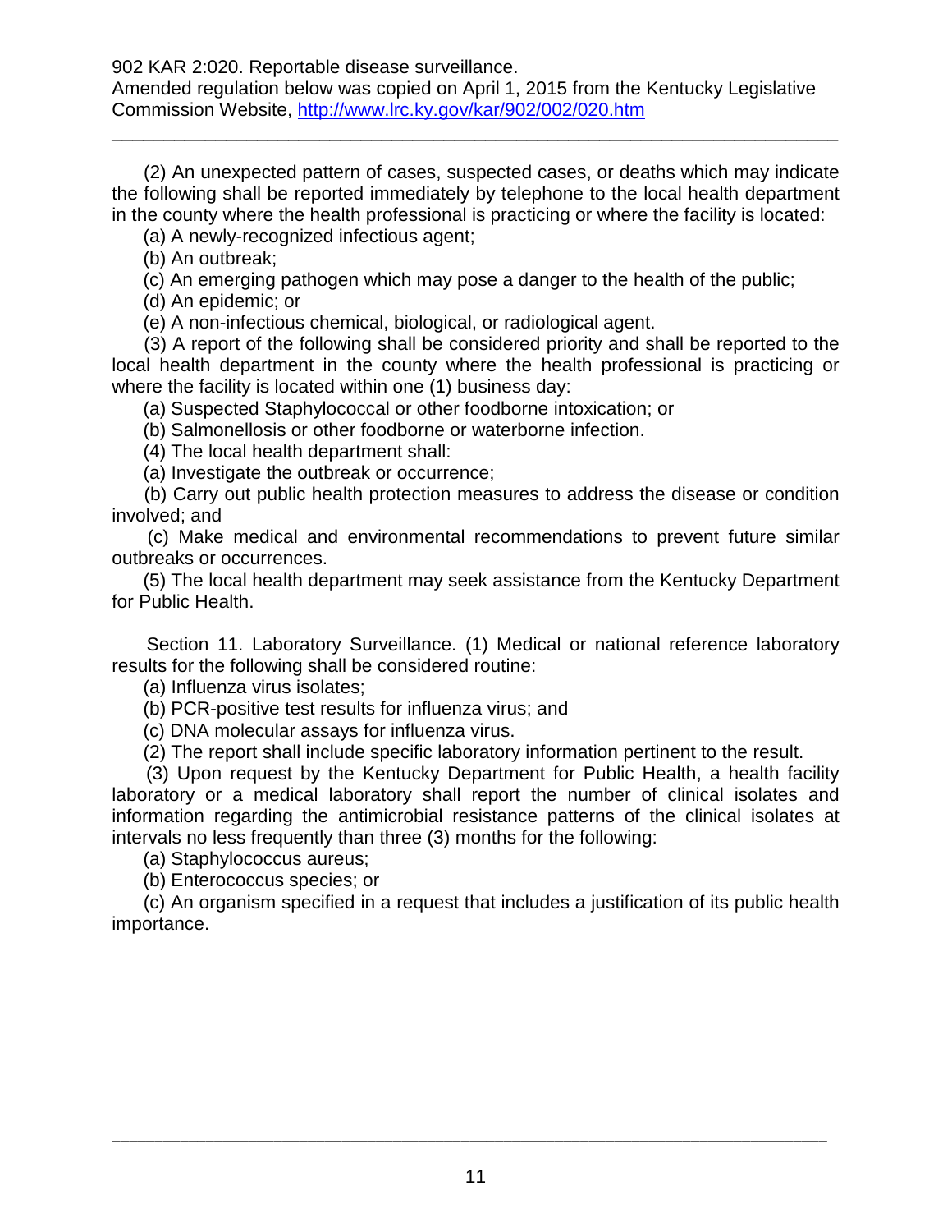(2) An unexpected pattern of cases, suspected cases, or deaths which may indicate the following shall be reported immediately by telephone to the local health department in the county where the health professional is practicing or where the facility is located:

(a) A newly-recognized infectious agent;

(b) An outbreak;

(c) An emerging pathogen which may pose a danger to the health of the public;

(d) An epidemic; or

(e) A non-infectious chemical, biological, or radiological agent.

(3) A report of the following shall be considered priority and shall be reported to the local health department in the county where the health professional is practicing or where the facility is located within one (1) business day:

(a) Suspected Staphylococcal or other foodborne intoxication; or

(b) Salmonellosis or other foodborne or waterborne infection.

(4) The local health department shall:

(a) Investigate the outbreak or occurrence;

(b) Carry out public health protection measures to address the disease or condition involved; and

(c) Make medical and environmental recommendations to prevent future similar outbreaks or occurrences.

(5) The local health department may seek assistance from the Kentucky Department for Public Health.

Section 11. Laboratory Surveillance. (1) Medical or national reference laboratory results for the following shall be considered routine:

(a) Influenza virus isolates;

(b) PCR-positive test results for influenza virus; and

(c) DNA molecular assays for influenza virus.

(2) The report shall include specific laboratory information pertinent to the result.

(3) Upon request by the Kentucky Department for Public Health, a health facility laboratory or a medical laboratory shall report the number of clinical isolates and information regarding the antimicrobial resistance patterns of the clinical isolates at intervals no less frequently than three (3) months for the following:

(a) Staphylococcus aureus;

(b) Enterococcus species; or

(c) An organism specified in a request that includes a justification of its public health importance.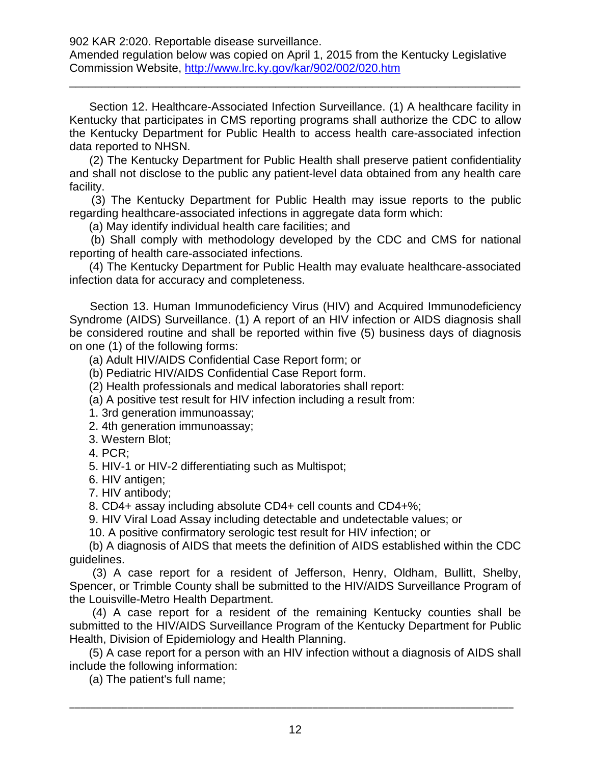Section 12. Healthcare-Associated Infection Surveillance. (1) A healthcare facility in Kentucky that participates in CMS reporting programs shall authorize the CDC to allow the Kentucky Department for Public Health to access health care-associated infection data reported to NHSN.

(2) The Kentucky Department for Public Health shall preserve patient confidentiality and shall not disclose to the public any patient-level data obtained from any health care facility.

(3) The Kentucky Department for Public Health may issue reports to the public regarding healthcare-associated infections in aggregate data form which:

(a) May identify individual health care facilities; and

(b) Shall comply with methodology developed by the CDC and CMS for national reporting of health care-associated infections.

(4) The Kentucky Department for Public Health may evaluate healthcare-associated infection data for accuracy and completeness.

Section 13. Human Immunodeficiency Virus (HIV) and Acquired Immunodeficiency Syndrome (AIDS) Surveillance. (1) A report of an HIV infection or AIDS diagnosis shall be considered routine and shall be reported within five (5) business days of diagnosis on one (1) of the following forms:

(a) Adult HIV/AIDS Confidential Case Report form; or

(b) Pediatric HIV/AIDS Confidential Case Report form.

(2) Health professionals and medical laboratories shall report:

(a) A positive test result for HIV infection including a result from:

1. 3rd generation immunoassay;
2. 4th generation immunoassay;
3. Western Blot;
4. PCR;
5. HIV-1 or HIV-2 differentiating such as Multispot;
6. HIV antigen;
7. HIV antibody;
8. CD4+ assay including absolute CD4+ cell counts and CD4+%;
9. HIV Viral Load Assay including detectable and undetectable values; or
10. A positive confirmatory serologic test result for HIV infection; or

(b) A diagnosis of AIDS that meets the definition of AIDS established within the CDC guidelines.

(3) A case report for a resident of Jefferson, Henry, Oldham, Bullitt, Shelby, Spencer, or Trimble County shall be submitted to the HIV/AIDS Surveillance Program of the Louisville-Metro Health Department.

(4) A case report for a resident of the remaining Kentucky counties shall be submitted to the HIV/AIDS Surveillance Program of the Kentucky Department for Public Health, Division of Epidemiology and Health Planning.

(5) A case report for a person with an HIV infection without a diagnosis of AIDS shall include the following information:

(a) The patient's full name;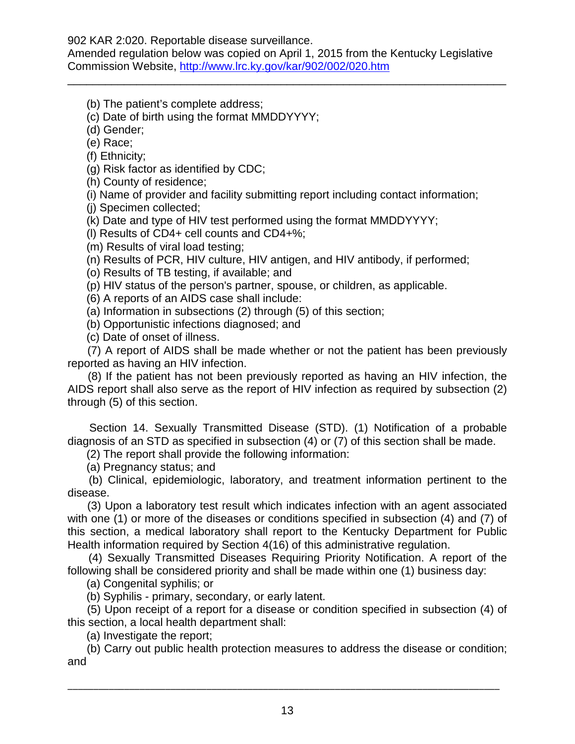(b) The patient's complete address;

(c) Date of birth using the format MMDDYYYY;

(d) Gender;

(e) Race;

(f) Ethnicity;

(g) Risk factor as identified by CDC;

(h) County of residence;

(i) Name of provider and facility submitting report including contact information;

(j) Specimen collected;

(k) Date and type of HIV test performed using the format MMDDYYYY;

(l) Results of CD4+ cell counts and CD4+%;

(m) Results of viral load testing;

(n) Results of PCR, HIV culture, HIV antigen, and HIV antibody, if performed;

(o) Results of TB testing, if available; and

(p) HIV status of the person's partner, spouse, or children, as applicable.

(6) A reports of an AIDS case shall include:

(a) Information in subsections (2) through (5) of this section;

(b) Opportunistic infections diagnosed; and

(c) Date of onset of illness.

(7) A report of AIDS shall be made whether or not the patient has been previously reported as having an HIV infection.

(8) If the patient has not been previously reported as having an HIV infection, the AIDS report shall also serve as the report of HIV infection as required by subsection (2) through (5) of this section.

Section 14. Sexually Transmitted Disease (STD). (1) Notification of a probable diagnosis of an STD as specified in subsection (4) or (7) of this section shall be made.

(2) The report shall provide the following information:

(a) Pregnancy status; and

(b) Clinical, epidemiologic, laboratory, and treatment information pertinent to the disease.

(3) Upon a laboratory test result which indicates infection with an agent associated with one (1) or more of the diseases or conditions specified in subsection (4) and (7) of this section, a medical laboratory shall report to the Kentucky Department for Public Health information required by Section 4(16) of this administrative regulation.

(4) Sexually Transmitted Diseases Requiring Priority Notification. A report of the following shall be considered priority and shall be made within one (1) business day:

(a) Congenital syphilis; or

(b) Syphilis - primary, secondary, or early latent.

(5) Upon receipt of a report for a disease or condition specified in subsection (4) of this section, a local health department shall:

(a) Investigate the report;

(b) Carry out public health protection measures to address the disease or condition; and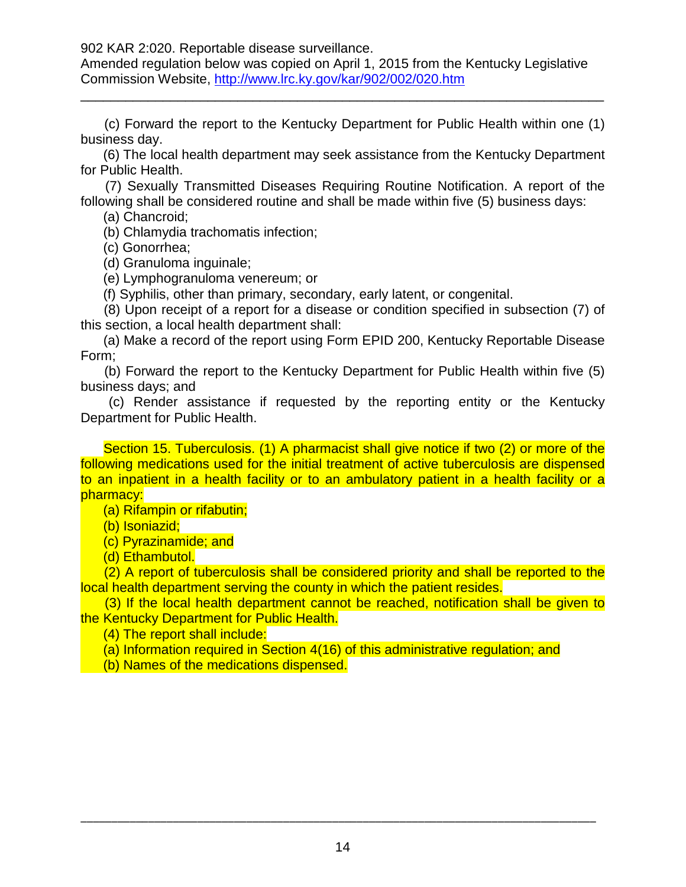(c) Forward the report to the Kentucky Department for Public Health within one (1) business day.

(6) The local health department may seek assistance from the Kentucky Department for Public Health.

(7) Sexually Transmitted Diseases Requiring Routine Notification. A report of the following shall be considered routine and shall be made within five (5) business days:

(a) Chancroid;

(b) Chlamydia trachomatis infection;

(c) Gonorrhea;

(d) Granuloma inguinale;

(e) Lymphogranuloma venereum; or

(f) Syphilis, other than primary, secondary, early latent, or congenital.

(8) Upon receipt of a report for a disease or condition specified in subsection (7) of this section, a local health department shall:

(a) Make a record of the report using Form EPID 200, Kentucky Reportable Disease Form;

(b) Forward the report to the Kentucky Department for Public Health within five (5) business days; and

(c) Render assistance if requested by the reporting entity or the Kentucky Department for Public Health.

Section 15. Tuberculosis. (1) A pharmacist shall give notice if two (2) or more of the following medications used for the initial treatment of active tuberculosis are dispensed to an inpatient in a health facility or to an ambulatory patient in a health facility or a pharmacy:

(a) Rifampin or rifabutin;

(b) Isoniazid;

(c) Pyrazinamide; and

(d) Ethambutol.

(2) A report of tuberculosis shall be considered priority and shall be reported to the local health department serving the county in which the patient resides.

(3) If the local health department cannot be reached, notification shall be given to the Kentucky Department for Public Health.

(4) The report shall include:

(a) Information required in Section 4(16) of this administrative regulation; and

(b) Names of the medications dispensed.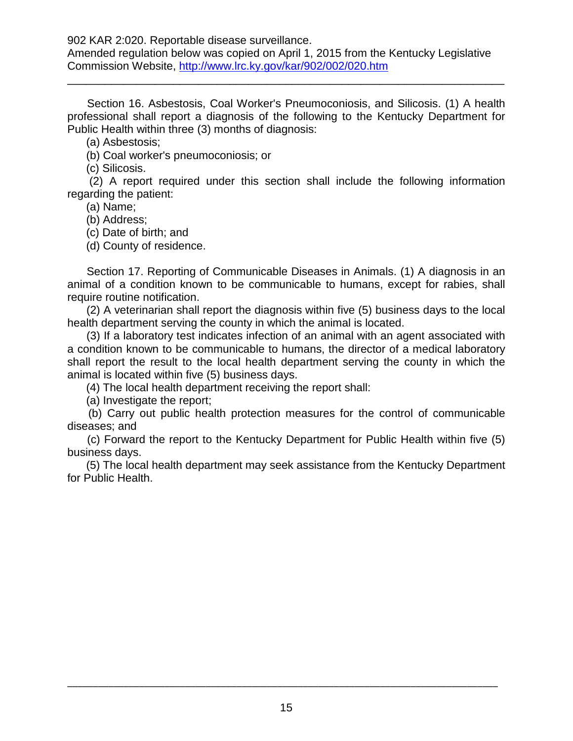Section 16. Asbestosis, Coal Worker's Pneumoconiosis, and Silicosis. (1) A health professional shall report a diagnosis of the following to the Kentucky Department for Public Health within three (3) months of diagnosis:

(a) Asbestosis;

(b) Coal worker's pneumoconiosis; or

(c) Silicosis.

(2) A report required under this section shall include the following information regarding the patient:

(a) Name;

(b) Address;

(c) Date of birth; and

(d) County of residence.

Section 17. Reporting of Communicable Diseases in Animals. (1) A diagnosis in an animal of a condition known to be communicable to humans, except for rabies, shall require routine notification.

(2) A veterinarian shall report the diagnosis within five (5) business days to the local health department serving the county in which the animal is located.

(3) If a laboratory test indicates infection of an animal with an agent associated with a condition known to be communicable to humans, the director of a medical laboratory shall report the result to the local health department serving the county in which the animal is located within five (5) business days.

(4) The local health department receiving the report shall:

(a) Investigate the report;

(b) Carry out public health protection measures for the control of communicable diseases; and

(c) Forward the report to the Kentucky Department for Public Health within five (5) business days.

(5) The local health department may seek assistance from the Kentucky Department for Public Health.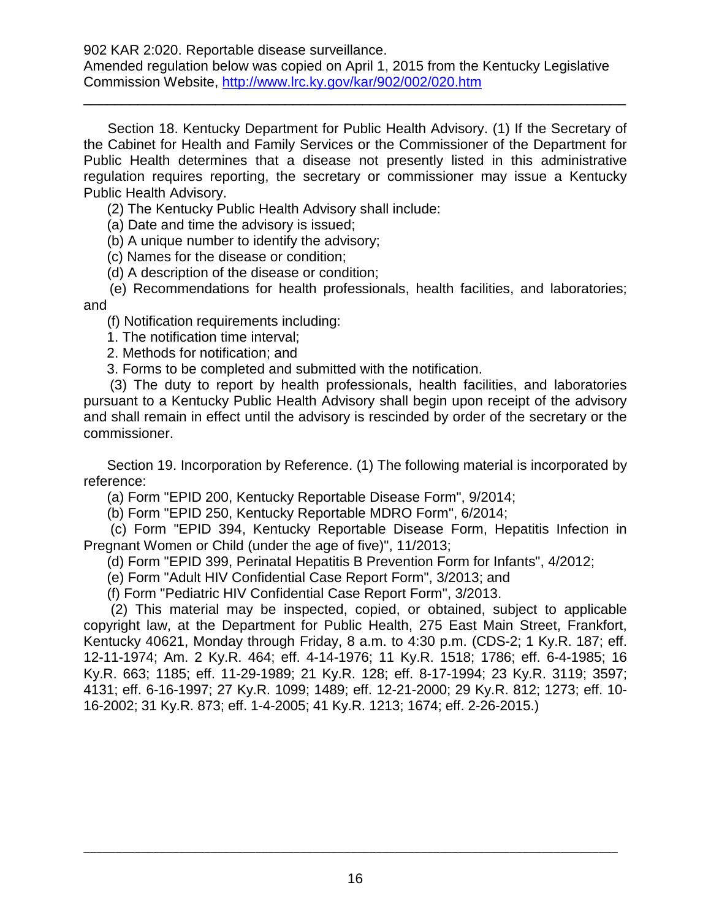902 KAR 2:020. Reportable disease surveillance.
Amended regulation below was copied on April 1, 2015 from the Kentucky Legislative Commission Website, http://www.lrc.ky.gov/kar/902/002/020.htm

---

Section 18. Kentucky Department for Public Health Advisory. (1) If the Secretary of the Cabinet for Health and Family Services or the Commissioner of the Department for Public Health determines that a disease not presently listed in this administrative regulation requires reporting, the secretary or commissioner may issue a Kentucky Public Health Advisory.

(2) The Kentucky Public Health Advisory shall include:

(a) Date and time the advisory is issued;

(b) A unique number to identify the advisory;

(c) Names for the disease or condition;

(d) A description of the disease or condition;

(e) Recommendations for health professionals, health facilities, and laboratories; and

(f) Notification requirements including:

1. The notification time interval;

2. Methods for notification; and

3. Forms to be completed and submitted with the notification.

(3) The duty to report by health professionals, health facilities, and laboratories pursuant to a Kentucky Public Health Advisory shall begin upon receipt of the advisory and shall remain in effect until the advisory is rescinded by order of the secretary or the commissioner.

Section 19. Incorporation by Reference. (1) The following material is incorporated by reference:

(a) Form "EPID 200, Kentucky Reportable Disease Form", 9/2014;

(b) Form "EPID 250, Kentucky Reportable MDRO Form", 6/2014;

(c) Form "EPID 394, Kentucky Reportable Disease Form, Hepatitis Infection in Pregnant Women or Child (under the age of five)", 11/2013;

(d) Form "EPID 399, Perinatal Hepatitis B Prevention Form for Infants", 4/2012;

(e) Form "Adult HIV Confidential Case Report Form", 3/2013; and

(f) Form "Pediatric HIV Confidential Case Report Form", 3/2013.

(2) This material may be inspected, copied, or obtained, subject to applicable copyright law, at the Department for Public Health, 275 East Main Street, Frankfort, Kentucky 40621, Monday through Friday, 8 a.m. to 4:30 p.m. (CDS-2; 1 Ky.R. 187; eff. 12-11-1974; Am. 2 Ky.R. 464; eff. 4-14-1976; 11 Ky.R. 1518; 1786; eff. 6-4-1985; 16 Ky.R. 663; 1185; eff. 11-29-1989; 21 Ky.R. 128; eff. 8-17-1994; 23 Ky.R. 3119; 3597; 4131; eff. 6-16-1997; 27 Ky.R. 1099; 1489; eff. 12-21-2000; 29 Ky.R. 812; 1273; eff. 10-16-2002; 31 Ky.R. 873; eff. 1-4-2005; 41 Ky.R. 1213; 1674; eff. 2-26-2015.)